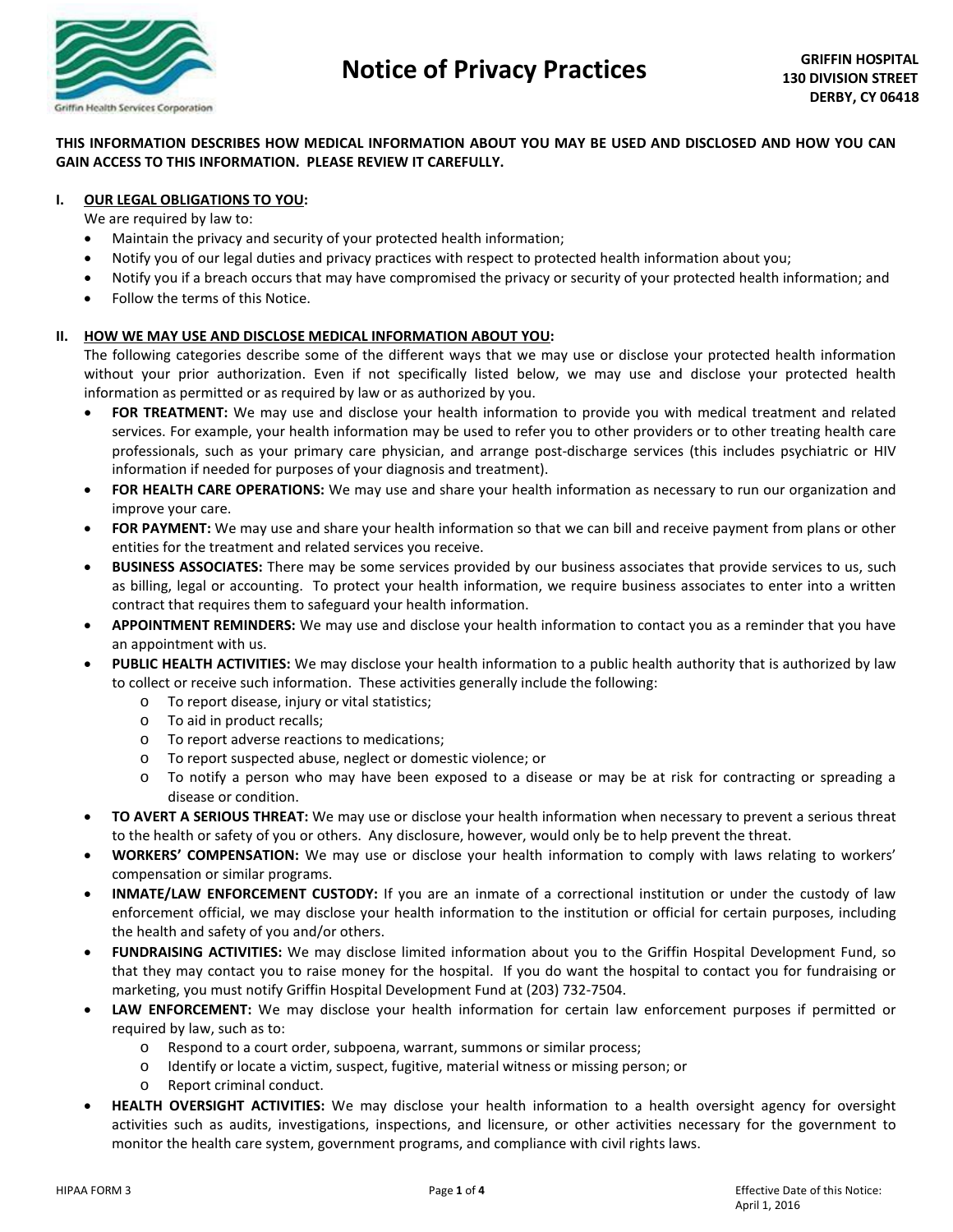# Notice of Privacy Practices

**GRIFFIN HOSPITAL**
**130 DIVISION STREET**
**DERBY, CY 06418**

**THIS INFORMATION DESCRIBES HOW MEDICAL INFORMATION ABOUT YOU MAY BE USED AND DISCLOSED AND HOW YOU CAN GAIN ACCESS TO THIS INFORMATION. PLEASE REVIEW IT CAREFULLY.**

## I. OUR LEGAL OBLIGATIONS TO YOU:

We are required by law to:

- Maintain the privacy and security of your protected health information;
- Notify you of our legal duties and privacy practices with respect to protected health information about you;
- Notify you if a breach occurs that may have compromised the privacy or security of your protected health information; and
- Follow the terms of this Notice.

## II. HOW WE MAY USE AND DISCLOSE MEDICAL INFORMATION ABOUT YOU:

The following categories describe some of the different ways that we may use or disclose your protected health information without your prior authorization. Even if not specifically listed below, we may use and disclose your protected health information as permitted or as required by law or as authorized by you.

- **FOR TREATMENT:** We may use and disclose your health information to provide you with medical treatment and related services. For example, your health information may be used to refer you to other providers or to other treating health care professionals, such as your primary care physician, and arrange post-discharge services (this includes psychiatric or HIV information if needed for purposes of your diagnosis and treatment).
- **FOR HEALTH CARE OPERATIONS:** We may use and share your health information as necessary to run our organization and improve your care.
- **FOR PAYMENT:** We may use and share your health information so that we can bill and receive payment from plans or other entities for the treatment and related services you receive.
- **BUSINESS ASSOCIATES:** There may be some services provided by our business associates that provide services to us, such as billing, legal or accounting. To protect your health information, we require business associates to enter into a written contract that requires them to safeguard your health information.
- **APPOINTMENT REMINDERS:** We may use and disclose your health information to contact you as a reminder that you have an appointment with us.
- **PUBLIC HEALTH ACTIVITIES:** We may disclose your health information to a public health authority that is authorized by law to collect or receive such information. These activities generally include the following:
  - To report disease, injury or vital statistics;
  - To aid in product recalls;
  - To report adverse reactions to medications;
  - To report suspected abuse, neglect or domestic violence; or
  - To notify a person who may have been exposed to a disease or may be at risk for contracting or spreading a disease or condition.
- **TO AVERT A SERIOUS THREAT:** We may use or disclose your health information when necessary to prevent a serious threat to the health or safety of you or others. Any disclosure, however, would only be to help prevent the threat.
- **WORKERS' COMPENSATION:** We may use or disclose your health information to comply with laws relating to workers' compensation or similar programs.
- **INMATE/LAW ENFORCEMENT CUSTODY:** If you are an inmate of a correctional institution or under the custody of law enforcement official, we may disclose your health information to the institution or official for certain purposes, including the health and safety of you and/or others.
- **FUNDRAISING ACTIVITIES:** We may disclose limited information about you to the Griffin Hospital Development Fund, so that they may contact you to raise money for the hospital. If you do want the hospital to contact you for fundraising or marketing, you must notify Griffin Hospital Development Fund at (203) 732-7504.
- **LAW ENFORCEMENT:** We may disclose your health information for certain law enforcement purposes if permitted or required by law, such as to:
  - Respond to a court order, subpoena, warrant, summons or similar process;
  - Identify or locate a victim, suspect, fugitive, material witness or missing person; or
  - Report criminal conduct.
- **HEALTH OVERSIGHT ACTIVITIES:** We may disclose your health information to a health oversight agency for oversight activities such as audits, investigations, inspections, and licensure, or other activities necessary for the government to monitor the health care system, government programs, and compliance with civil rights laws.

HIPAA FORM 3

Effective Date of this Notice: April 1, 2016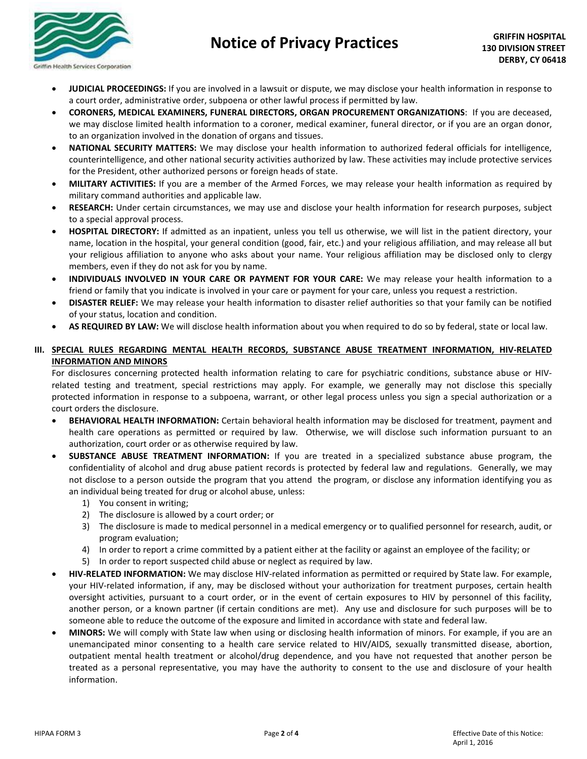- **JUDICIAL PROCEEDINGS:** If you are involved in a lawsuit or dispute, we may disclose your health information in response to a court order, administrative order, subpoena or other lawful process if permitted by law.
- **CORONERS, MEDICAL EXAMINERS, FUNERAL DIRECTORS, ORGAN PROCUREMENT ORGANIZATIONS**: If you are deceased, we may disclose limited health information to a coroner, medical examiner, funeral director, or if you are an organ donor, to an organization involved in the donation of organs and tissues.
- **NATIONAL SECURITY MATTERS:** We may disclose your health information to authorized federal officials for intelligence, counterintelligence, and other national security activities authorized by law. These activities may include protective services for the President, other authorized persons or foreign heads of state.
- **MILITARY ACTIVITIES:** If you are a member of the Armed Forces, we may release your health information as required by military command authorities and applicable law.
- **RESEARCH:** Under certain circumstances, we may use and disclose your health information for research purposes, subject to a special approval process.
- **HOSPITAL DIRECTORY:** If admitted as an inpatient, unless you tell us otherwise, we will list in the patient directory, your name, location in the hospital, your general condition (good, fair, etc.) and your religious affiliation, and may release all but your religious affiliation to anyone who asks about your name. Your religious affiliation may be disclosed only to clergy members, even if they do not ask for you by name.
- **INDIVIDUALS INVOLVED IN YOUR CARE OR PAYMENT FOR YOUR CARE:** We may release your health information to a friend or family that you indicate is involved in your care or payment for your care, unless you request a restriction.
- **DISASTER RELIEF:** We may release your health information to disaster relief authorities so that your family can be notified of your status, location and condition.
- **AS REQUIRED BY LAW:** We will disclose health information about you when required to do so by federal, state or local law.

## III. SPECIAL RULES REGARDING MENTAL HEALTH RECORDS, SUBSTANCE ABUSE TREATMENT INFORMATION, HIV-RELATED INFORMATION AND MINORS

For disclosures concerning protected health information relating to care for psychiatric conditions, substance abuse or HIV-related testing and treatment, special restrictions may apply. For example, we generally may not disclose this specially protected information in response to a subpoena, warrant, or other legal process unless you sign a special authorization or a court orders the disclosure.

- **BEHAVIORAL HEALTH INFORMATION:** Certain behavioral health information may be disclosed for treatment, payment and health care operations as permitted or required by law. Otherwise, we will disclose such information pursuant to an authorization, court order or as otherwise required by law.
- **SUBSTANCE ABUSE TREATMENT INFORMATION:** If you are treated in a specialized substance abuse program, the confidentiality of alcohol and drug abuse patient records is protected by federal law and regulations. Generally, we may not disclose to a person outside the program that you attend the program, or disclose any information identifying you as an individual being treated for drug or alcohol abuse, unless:
  1) You consent in writing;
  2) The disclosure is allowed by a court order; or
  3) The disclosure is made to medical personnel in a medical emergency or to qualified personnel for research, audit, or program evaluation;
  4) In order to report a crime committed by a patient either at the facility or against an employee of the facility; or
  5) In order to report suspected child abuse or neglect as required by law.
- **HIV-RELATED INFORMATION:** We may disclose HIV-related information as permitted or required by State law. For example, your HIV-related information, if any, may be disclosed without your authorization for treatment purposes, certain health oversight activities, pursuant to a court order, or in the event of certain exposures to HIV by personnel of this facility, another person, or a known partner (if certain conditions are met). Any use and disclosure for such purposes will be to someone able to reduce the outcome of the exposure and limited in accordance with state and federal law.
- **MINORS:** We will comply with State law when using or disclosing health information of minors. For example, if you are an unemancipated minor consenting to a health care service related to HIV/AIDS, sexually transmitted disease, abortion, outpatient mental health treatment or alcohol/drug dependence, and you have not requested that another person be treated as a personal representative, you may have the authority to consent to the use and disclosure of your health information.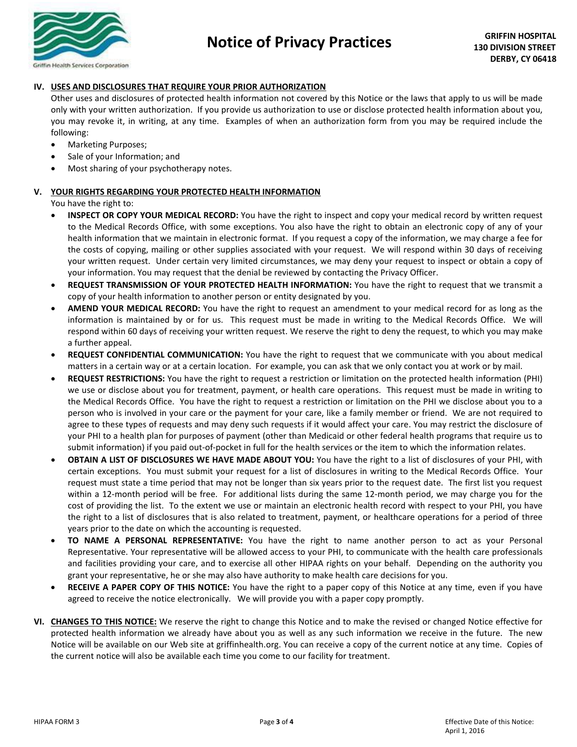## IV. USES AND DISCLOSURES THAT REQUIRE YOUR PRIOR AUTHORIZATION

Other uses and disclosures of protected health information not covered by this Notice or the laws that apply to us will be made only with your written authorization. If you provide us authorization to use or disclose protected health information about you, you may revoke it, in writing, at any time. Examples of when an authorization form from you may be required include the following:

- Marketing Purposes;
- Sale of your Information; and
- Most sharing of your psychotherapy notes.

## V. YOUR RIGHTS REGARDING YOUR PROTECTED HEALTH INFORMATION

You have the right to:

- **INSPECT OR COPY YOUR MEDICAL RECORD:** You have the right to inspect and copy your medical record by written request to the Medical Records Office, with some exceptions. You also have the right to obtain an electronic copy of any of your health information that we maintain in electronic format. If you request a copy of the information, we may charge a fee for the costs of copying, mailing or other supplies associated with your request. We will respond within 30 days of receiving your written request. Under certain very limited circumstances, we may deny your request to inspect or obtain a copy of your information. You may request that the denial be reviewed by contacting the Privacy Officer.
- **REQUEST TRANSMISSION OF YOUR PROTECTED HEALTH INFORMATION:** You have the right to request that we transmit a copy of your health information to another person or entity designated by you.
- **AMEND YOUR MEDICAL RECORD:** You have the right to request an amendment to your medical record for as long as the information is maintained by or for us. This request must be made in writing to the Medical Records Office. We will respond within 60 days of receiving your written request. We reserve the right to deny the request, to which you may make a further appeal.
- **REQUEST CONFIDENTIAL COMMUNICATION:** You have the right to request that we communicate with you about medical matters in a certain way or at a certain location. For example, you can ask that we only contact you at work or by mail.
- **REQUEST RESTRICTIONS:** You have the right to request a restriction or limitation on the protected health information (PHI) we use or disclose about you for treatment, payment, or health care operations. This request must be made in writing to the Medical Records Office. You have the right to request a restriction or limitation on the PHI we disclose about you to a person who is involved in your care or the payment for your care, like a family member or friend. We are not required to agree to these types of requests and may deny such requests if it would affect your care. You may restrict the disclosure of your PHI to a health plan for purposes of payment (other than Medicaid or other federal health programs that require us to submit information) if you paid out-of-pocket in full for the health services or the item to which the information relates.
- **OBTAIN A LIST OF DISCLOSURES WE HAVE MADE ABOUT YOU:** You have the right to a list of disclosures of your PHI, with certain exceptions. You must submit your request for a list of disclosures in writing to the Medical Records Office. Your request must state a time period that may not be longer than six years prior to the request date. The first list you request within a 12-month period will be free. For additional lists during the same 12-month period, we may charge you for the cost of providing the list. To the extent we use or maintain an electronic health record with respect to your PHI, you have the right to a list of disclosures that is also related to treatment, payment, or healthcare operations for a period of three years prior to the date on which the accounting is requested.
- **TO NAME A PERSONAL REPRESENTATIVE:** You have the right to name another person to act as your Personal Representative. Your representative will be allowed access to your PHI, to communicate with the health care professionals and facilities providing your care, and to exercise all other HIPAA rights on your behalf. Depending on the authority you grant your representative, he or she may also have authority to make health care decisions for you.
- **RECEIVE A PAPER COPY OF THIS NOTICE:** You have the right to a paper copy of this Notice at any time, even if you have agreed to receive the notice electronically. We will provide you with a paper copy promptly.

## VI. CHANGES TO THIS NOTICE:

We reserve the right to change this Notice and to make the revised or changed Notice effective for protected health information we already have about you as well as any such information we receive in the future. The new Notice will be available on our Web site at griffinhealth.org. You can receive a copy of the current notice at any time. Copies of the current notice will also be available each time you come to our facility for treatment.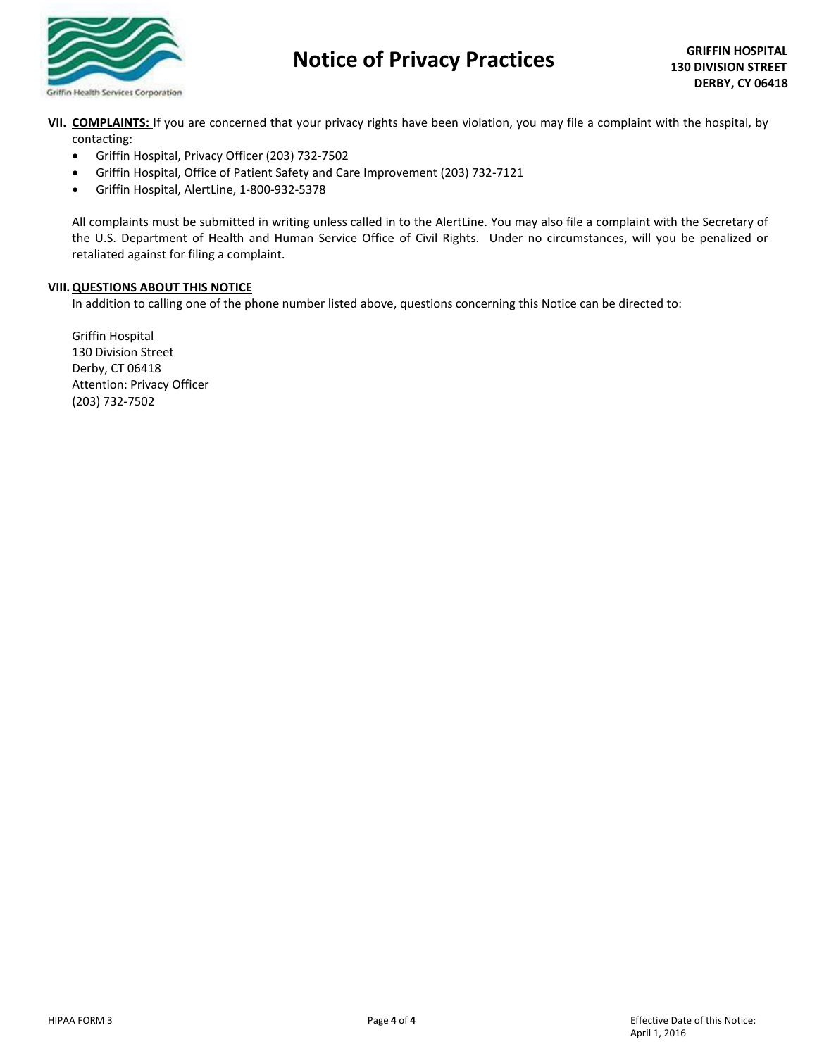**VII. COMPLAINTS:** If you are concerned that your privacy rights have been violation, you may file a complaint with the hospital, by contacting:

- Griffin Hospital, Privacy Officer (203) 732-7502
- Griffin Hospital, Office of Patient Safety and Care Improvement (203) 732-7121
- Griffin Hospital, AlertLine, 1-800-932-5378

All complaints must be submitted in writing unless called in to the AlertLine. You may also file a complaint with the Secretary of the U.S. Department of Health and Human Service Office of Civil Rights. Under no circumstances, will you be penalized or retaliated against for filing a complaint.

**VIII. QUESTIONS ABOUT THIS NOTICE**

In addition to calling one of the phone number listed above, questions concerning this Notice can be directed to:

Griffin Hospital
130 Division Street
Derby, CT 06418
Attention: Privacy Officer
(203) 732-7502